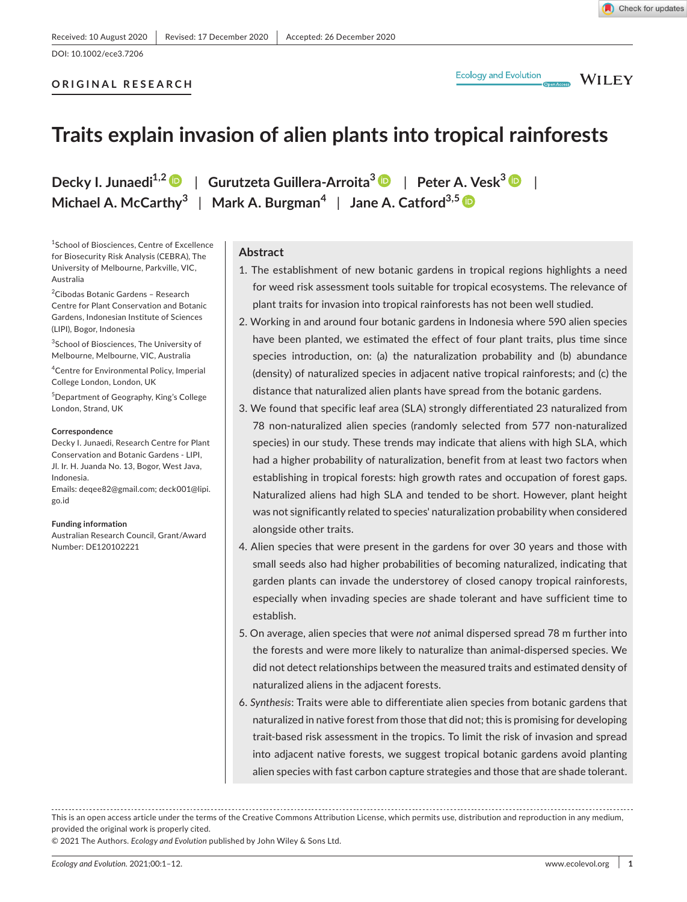Received: 10 August 2020 | Revised: 17 December 2020 | Accepted: 26 December 2020

DOI: 10.1002/ece3.7206

**ORIGINAL RESEARCH**

# Traits explain invasion of alien plants into tropical rainforests

**Decky I. Junaedi**[1,2] | **Gurutzeta Guillera-Arroita**[3] | **Peter A. Vesk**[3] | **Michael A. McCarthy**[3] | **Mark A. Burgman**[4] | **Jane A. Catford**[3,5]

[1]School of Biosciences, Centre of Excellence for Biosecurity Risk Analysis (CEBRA), The University of Melbourne, Parkville, VIC, Australia

[2]Cibodas Botanic Gardens – Research Centre for Plant Conservation and Botanic Gardens, Indonesian Institute of Sciences (LIPI), Bogor, Indonesia

[3]School of Biosciences, The University of Melbourne, Melbourne, VIC, Australia

[4]Centre for Environmental Policy, Imperial College London, London, UK

[5]Department of Geography, King's College London, Strand, UK

**Correspondence**

Decky I. Junaedi, Research Centre for Plant Conservation and Botanic Gardens - LIPI, Jl. Ir. H. Juanda No. 13, Bogor, West Java, Indonesia.

Emails: deqee82@gmail.com; deck001@lipi.go.id

**Funding information**

Australian Research Council, Grant/Award Number: DE120102221

## Abstract

1. The establishment of new botanic gardens in tropical regions highlights a need for weed risk assessment tools suitable for tropical ecosystems. The relevance of plant traits for invasion into tropical rainforests has not been well studied.
2. Working in and around four botanic gardens in Indonesia where 590 alien species have been planted, we estimated the effect of four plant traits, plus time since species introduction, on: (a) the naturalization probability and (b) abundance (density) of naturalized species in adjacent native tropical rainforests; and (c) the distance that naturalized alien plants have spread from the botanic gardens.
3. We found that specific leaf area (SLA) strongly differentiated 23 naturalized from 78 non-naturalized alien species (randomly selected from 577 non-naturalized species) in our study. These trends may indicate that aliens with high SLA, which had a higher probability of naturalization, benefit from at least two factors when establishing in tropical forests: high growth rates and occupation of forest gaps. Naturalized aliens had high SLA and tended to be short. However, plant height was not significantly related to species' naturalization probability when considered alongside other traits.
4. Alien species that were present in the gardens for over 30 years and those with small seeds also had higher probabilities of becoming naturalized, indicating that garden plants can invade the understorey of closed canopy tropical rainforests, especially when invading species are shade tolerant and have sufficient time to establish.
5. On average, alien species that were *not* animal dispersed spread 78 m further into the forests and were more likely to naturalize than animal-dispersed species. We did not detect relationships between the measured traits and estimated density of naturalized aliens in the adjacent forests.
6. *Synthesis*: Traits were able to differentiate alien species from botanic gardens that naturalized in native forest from those that did not; this is promising for developing trait-based risk assessment in the tropics. To limit the risk of invasion and spread into adjacent native forests, we suggest tropical botanic gardens avoid planting alien species with fast carbon capture strategies and those that are shade tolerant.

This is an open access article under the terms of the Creative Commons Attribution License, which permits use, distribution and reproduction in any medium, provided the original work is properly cited.

© 2021 The Authors. *Ecology and Evolution* published by John Wiley & Sons Ltd.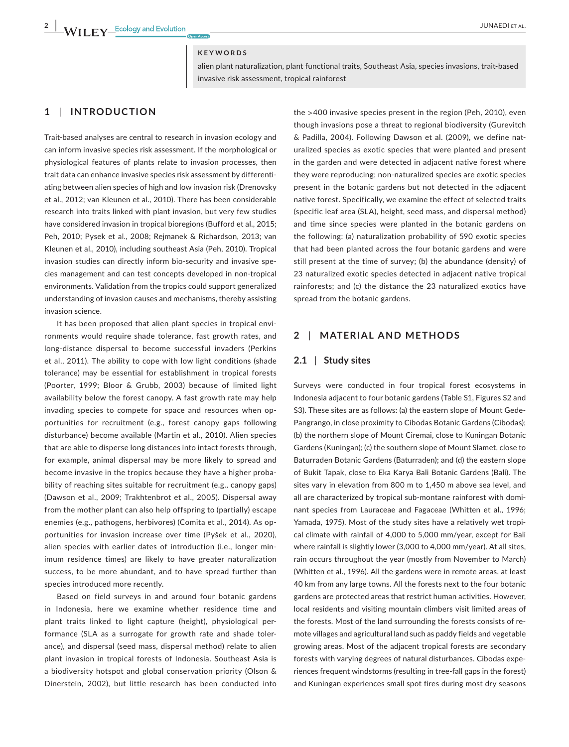**KEYWORDS**

alien plant naturalization, plant functional traits, Southeast Asia, species invasions, trait-based invasive risk assessment, tropical rainforest

## 1 | INTRODUCTION

Trait-based analyses are central to research in invasion ecology and can inform invasive species risk assessment. If the morphological or physiological features of plants relate to invasion processes, then trait data can enhance invasive species risk assessment by differentiating between alien species of high and low invasion risk (Drenovsky et al., 2012; van Kleunen et al., 2010). There has been considerable research into traits linked with plant invasion, but very few studies have considered invasion in tropical bioregions (Bufford et al., 2015; Peh, 2010; Pysek et al., 2008; Rejmanek & Richardson, 2013; van Kleunen et al., 2010), including southeast Asia (Peh, 2010). Tropical invasion studies can directly inform bio-security and invasive species management and can test concepts developed in non-tropical environments. Validation from the tropics could support generalized understanding of invasion causes and mechanisms, thereby assisting invasion science.

It has been proposed that alien plant species in tropical environments would require shade tolerance, fast growth rates, and long-distance dispersal to become successful invaders (Perkins et al., 2011). The ability to cope with low light conditions (shade tolerance) may be essential for establishment in tropical forests (Poorter, 1999; Bloor & Grubb, 2003) because of limited light availability below the forest canopy. A fast growth rate may help invading species to compete for space and resources when opportunities for recruitment (e.g., forest canopy gaps following disturbance) become available (Martin et al., 2010). Alien species that are able to disperse long distances into intact forests through, for example, animal dispersal may be more likely to spread and become invasive in the tropics because they have a higher probability of reaching sites suitable for recruitment (e.g., canopy gaps) (Dawson et al., 2009; Trakhtenbrot et al., 2005). Dispersal away from the mother plant can also help offspring to (partially) escape enemies (e.g., pathogens, herbivores) (Comita et al., 2014). As opportunities for invasion increase over time (Pyšek et al., 2020), alien species with earlier dates of introduction (i.e., longer minimum residence times) are likely to have greater naturalization success, to be more abundant, and to have spread further than species introduced more recently.

Based on field surveys in and around four botanic gardens in Indonesia, here we examine whether residence time and plant traits linked to light capture (height), physiological performance (SLA as a surrogate for growth rate and shade tolerance), and dispersal (seed mass, dispersal method) relate to alien plant invasion in tropical forests of Indonesia. Southeast Asia is a biodiversity hotspot and global conservation priority (Olson & Dinerstein, 2002), but little research has been conducted into the >400 invasive species present in the region (Peh, 2010), even though invasions pose a threat to regional biodiversity (Gurevitch & Padilla, 2004). Following Dawson et al. (2009), we define naturalized species as exotic species that were planted and present in the garden and were detected in adjacent native forest where they were reproducing; non-naturalized species are exotic species present in the botanic gardens but not detected in the adjacent native forest. Specifically, we examine the effect of selected traits (specific leaf area (SLA), height, seed mass, and dispersal method) and time since species were planted in the botanic gardens on the following: (a) naturalization probability of 590 exotic species that had been planted across the four botanic gardens and were still present at the time of survey; (b) the abundance (density) of 23 naturalized exotic species detected in adjacent native tropical rainforests; and (c) the distance the 23 naturalized exotics have spread from the botanic gardens.

## 2 | MATERIAL AND METHODS

### 2.1 | Study sites

Surveys were conducted in four tropical forest ecosystems in Indonesia adjacent to four botanic gardens (Table S1, Figures S2 and S3). These sites are as follows: (a) the eastern slope of Mount Gede-Pangrango, in close proximity to Cibodas Botanic Gardens (Cibodas); (b) the northern slope of Mount Ciremai, close to Kuningan Botanic Gardens (Kuningan); (c) the southern slope of Mount Slamet, close to Baturraden Botanic Gardens (Baturraden); and (d) the eastern slope of Bukit Tapak, close to Eka Karya Bali Botanic Gardens (Bali). The sites vary in elevation from 800 m to 1,450 m above sea level, and all are characterized by tropical sub-montane rainforest with dominant species from Lauraceae and Fagaceae (Whitten et al., 1996; Yamada, 1975). Most of the study sites have a relatively wet tropical climate with rainfall of 4,000 to 5,000 mm/year, except for Bali where rainfall is slightly lower (3,000 to 4,000 mm/year). At all sites, rain occurs throughout the year (mostly from November to March) (Whitten et al., 1996). All the gardens were in remote areas, at least 40 km from any large towns. All the forests next to the four botanic gardens are protected areas that restrict human activities. However, local residents and visiting mountain climbers visit limited areas of the forests. Most of the land surrounding the forests consists of remote villages and agricultural land such as paddy fields and vegetable growing areas. Most of the adjacent tropical forests are secondary forests with varying degrees of natural disturbances. Cibodas experiences frequent windstorms (resulting in tree-fall gaps in the forest) and Kuningan experiences small spot fires during most dry seasons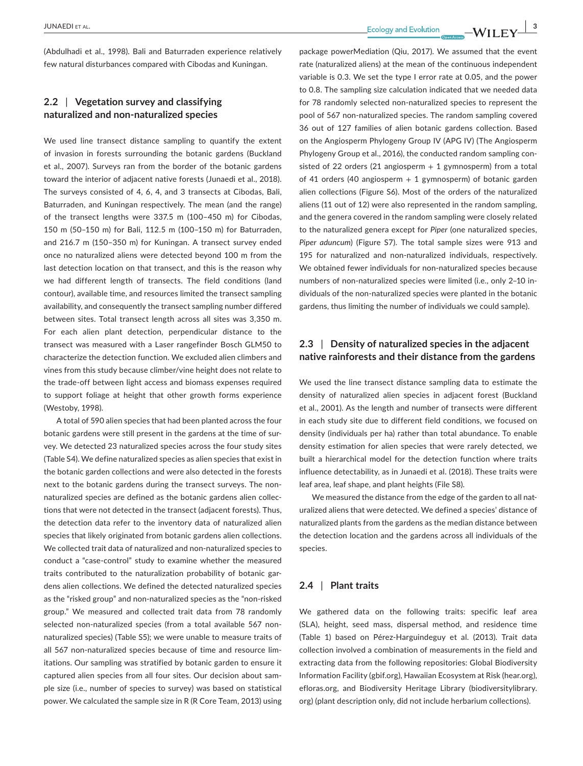(Abdulhadi et al., 1998). Bali and Baturraden experience relatively few natural disturbances compared with Cibodas and Kuningan.

### 2.2 | Vegetation survey and classifying naturalized and non-naturalized species

We used line transect distance sampling to quantify the extent of invasion in forests surrounding the botanic gardens (Buckland et al., 2007). Surveys ran from the border of the botanic gardens toward the interior of adjacent native forests (Junaedi et al., 2018). The surveys consisted of 4, 6, 4, and 3 transects at Cibodas, Bali, Baturraden, and Kuningan respectively. The mean (and the range) of the transect lengths were 337.5 m (100–450 m) for Cibodas, 150 m (50–150 m) for Bali, 112.5 m (100–150 m) for Baturraden, and 216.7 m (150–350 m) for Kuningan. A transect survey ended once no naturalized aliens were detected beyond 100 m from the last detection location on that transect, and this is the reason why we had different length of transects. The field conditions (land contour), available time, and resources limited the transect sampling availability, and consequently the transect sampling number differed between sites. Total transect length across all sites was 3,350 m. For each alien plant detection, perpendicular distance to the transect was measured with a Laser rangefinder Bosch GLM50 to characterize the detection function. We excluded alien climbers and vines from this study because climber/vine height does not relate to the trade-off between light access and biomass expenses required to support foliage at height that other growth forms experience (Westoby, 1998).

A total of 590 alien species that had been planted across the four botanic gardens were still present in the gardens at the time of survey. We detected 23 naturalized species across the four study sites (Table S4). We define naturalized species as alien species that exist in the botanic garden collections and were also detected in the forests next to the botanic gardens during the transect surveys. The non-naturalized species are defined as the botanic gardens alien collections that were not detected in the transect (adjacent forests). Thus, the detection data refer to the inventory data of naturalized alien species that likely originated from botanic gardens alien collections. We collected trait data of naturalized and non-naturalized species to conduct a "case-control" study to examine whether the measured traits contributed to the naturalization probability of botanic gardens alien collections. We defined the detected naturalized species as the "risked group" and non-naturalized species as the "non-risked group." We measured and collected trait data from 78 randomly selected non-naturalized species (from a total available 567 non-naturalized species) (Table S5); we were unable to measure traits of all 567 non-naturalized species because of time and resource limitations. Our sampling was stratified by botanic garden to ensure it captured alien species from all four sites. Our decision about sample size (i.e., number of species to survey) was based on statistical power. We calculated the sample size in R (R Core Team, 2013) using package powerMediation (Qiu, 2017). We assumed that the event rate (naturalized aliens) at the mean of the continuous independent variable is 0.3. We set the type I error rate at 0.05, and the power to 0.8. The sampling size calculation indicated that we needed data for 78 randomly selected non-naturalized species to represent the pool of 567 non-naturalized species. The random sampling covered 36 out of 127 families of alien botanic gardens collection. Based on the Angiosperm Phylogeny Group IV (APG IV) (The Angiosperm Phylogeny Group et al., 2016), the conducted random sampling consisted of 22 orders (21 angiosperm + 1 gymnosperm) from a total of 41 orders (40 angiosperm + 1 gymnosperm) of botanic garden alien collections (Figure S6). Most of the orders of the naturalized aliens (11 out of 12) were also represented in the random sampling, and the genera covered in the random sampling were closely related to the naturalized genera except for *Piper* (one naturalized species, *Piper aduncum*) (Figure S7). The total sample sizes were 913 and 195 for naturalized and non-naturalized individuals, respectively. We obtained fewer individuals for non-naturalized species because numbers of non-naturalized species were limited (i.e., only 2–10 individuals of the non-naturalized species were planted in the botanic gardens, thus limiting the number of individuals we could sample).

### 2.3 | Density of naturalized species in the adjacent native rainforests and their distance from the gardens

We used the line transect distance sampling data to estimate the density of naturalized alien species in adjacent forest (Buckland et al., 2001). As the length and number of transects were different in each study site due to different field conditions, we focused on density (individuals per ha) rather than total abundance. To enable density estimation for alien species that were rarely detected, we built a hierarchical model for the detection function where traits influence detectability, as in Junaedi et al. (2018). These traits were leaf area, leaf shape, and plant heights (File S8).

We measured the distance from the edge of the garden to all naturalized aliens that were detected. We defined a species' distance of naturalized plants from the gardens as the median distance between the detection location and the gardens across all individuals of the species.

### 2.4 | Plant traits

We gathered data on the following traits: specific leaf area (SLA), height, seed mass, dispersal method, and residence time (Table 1) based on Pérez-Harguindeguy et al. (2013). Trait data collection involved a combination of measurements in the field and extracting data from the following repositories: Global Biodiversity Information Facility (gbif.org), Hawaiian Ecosystem at Risk (hear.org), efloras.org, and Biodiversity Heritage Library (biodiversitylibrary.org) (plant description only, did not include herbarium collections).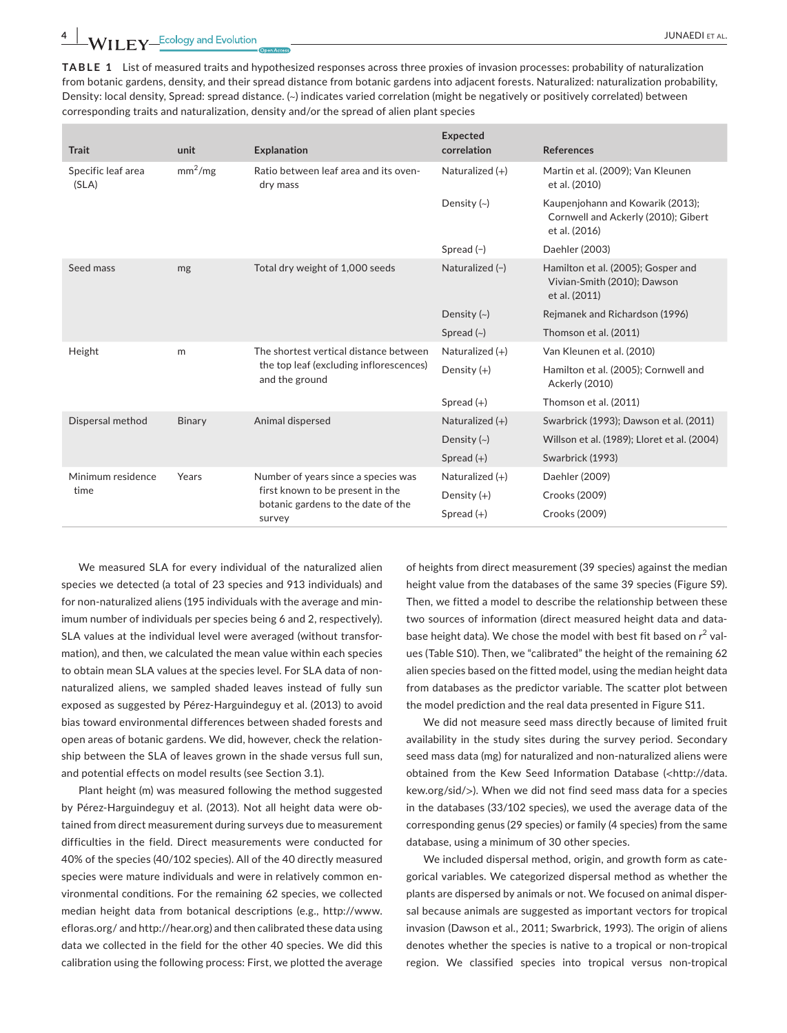**TABLE 1** List of measured traits and hypothesized responses across three proxies of invasion processes: probability of naturalization from botanic gardens, density, and their spread distance from botanic gardens into adjacent forests. Naturalized: naturalization probability, Density: local density, Spread: spread distance. (~) indicates varied correlation (might be negatively or positively correlated) between corresponding traits and naturalization, density and/or the spread of alien plant species

| Trait | unit | Explanation | Expected correlation | References |
|---|---|---|---|---|
| Specific leaf area (SLA) | $mm^2/mg$ | Ratio between leaf area and its oven-dry mass | Naturalized (+) | Martin et al. (2009); Van Kleunen et al. (2010) |
| | | | Density (~) | Kaupenjohann and Kowarik (2013); Cornwell and Ackerly (2010); Gibert et al. (2016) |
| | | | Spread (−) | Daehler (2003) |
| Seed mass | mg | Total dry weight of 1,000 seeds | Naturalized (~) | Hamilton et al. (2005); Gosper and Vivian-Smith (2010); Dawson et al. (2011) |
| | | | Density (~) | Rejmanek and Richardson (1996) |
| | | | Spread (~) | Thomson et al. (2011) |
| Height | m | The shortest vertical distance between the top leaf (excluding inflorescences) and the ground | Naturalized (+) | Van Kleunen et al. (2010) |
| | | | Density (+) | Hamilton et al. (2005); Cornwell and Ackerly (2010) |
| | | | Spread (+) | Thomson et al. (2011) |
| Dispersal method | Binary | Animal dispersed | Naturalized (+) | Swarbrick (1993); Dawson et al. (2011) |
| | | | Density (~) | Willson et al. (1989); Lloret et al. (2004) |
| | | | Spread (+) | Swarbrick (1993) |
| Minimum residence time | Years | Number of years since a species was first known to be present in the botanic gardens to the date of the survey | Naturalized (+) | Daehler (2009) |
| | | | Density (+) | Crooks (2009) |
| | | | Spread (+) | Crooks (2009) |

We measured SLA for every individual of the naturalized alien species we detected (a total of 23 species and 913 individuals) and for non-naturalized aliens (195 individuals with the average and minimum number of individuals per species being 6 and 2, respectively). SLA values at the individual level were averaged (without transformation), and then, we calculated the mean value within each species to obtain mean SLA values at the species level. For SLA data of non-naturalized aliens, we sampled shaded leaves instead of fully sun exposed as suggested by Pérez-Harguindeguy et al. (2013) to avoid bias toward environmental differences between shaded forests and open areas of botanic gardens. We did, however, check the relationship between the SLA of leaves grown in the shade versus full sun, and potential effects on model results (see Section 3.1).

Plant height (m) was measured following the method suggested by Pérez-Harguindeguy et al. (2013). Not all height data were obtained from direct measurement during surveys due to measurement difficulties in the field. Direct measurements were conducted for 40% of the species (40/102 species). All of the 40 directly measured species were mature individuals and were in relatively common environmental conditions. For the remaining 62 species, we collected median height data from botanical descriptions (e.g., http://www.efloras.org/ and http://hear.org) and then calibrated these data using data we collected in the field for the other 40 species. We did this calibration using the following process: First, we plotted the average of heights from direct measurement (39 species) against the median height value from the databases of the same 39 species (Figure S9). Then, we fitted a model to describe the relationship between these two sources of information (direct measured height data and database height data). We chose the model with best fit based on $r^2$ values (Table S10). Then, we "calibrated" the height of the remaining 62 alien species based on the fitted model, using the median height data from databases as the predictor variable. The scatter plot between the model prediction and the real data presented in Figure S11.

We did not measure seed mass directly because of limited fruit availability in the study sites during the survey period. Secondary seed mass data (mg) for naturalized and non-naturalized aliens were obtained from the Kew Seed Information Database (<http://data.kew.org/sid/>). When we did not find seed mass data for a species in the databases (33/102 species), we used the average data of the corresponding genus (29 species) or family (4 species) from the same database, using a minimum of 30 other species.

We included dispersal method, origin, and growth form as categorical variables. We categorized dispersal method as whether the plants are dispersed by animals or not. We focused on animal dispersal because animals are suggested as important vectors for tropical invasion (Dawson et al., 2011; Swarbrick, 1993). The origin of aliens denotes whether the species is native to a tropical or non-tropical region. We classified species into tropical versus non-tropical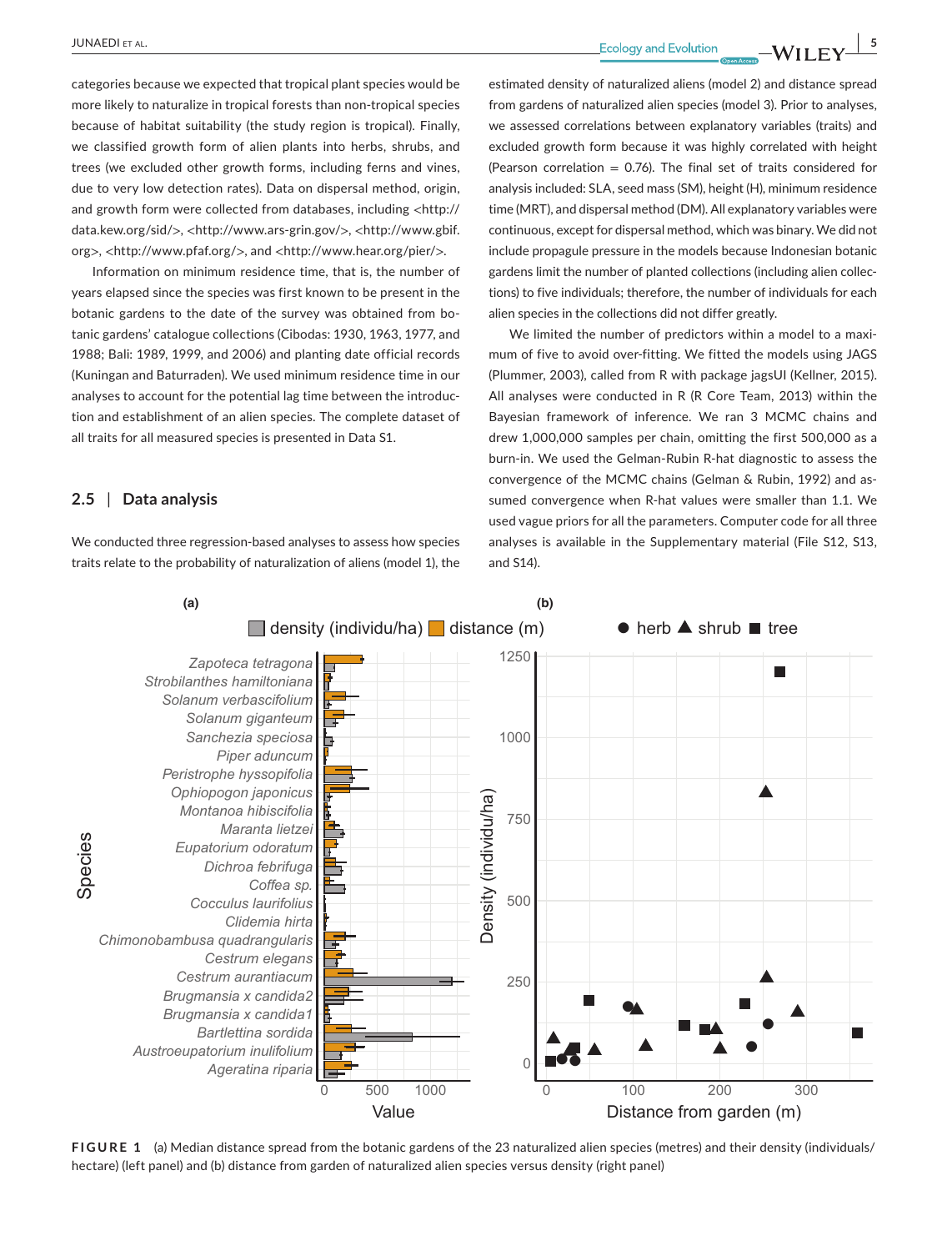categories because we expected that tropical plant species would be more likely to naturalize in tropical forests than non-tropical species because of habitat suitability (the study region is tropical). Finally, we classified growth form of alien plants into herbs, shrubs, and trees (we excluded other growth forms, including ferns and vines, due to very low detection rates). Data on dispersal method, origin, and growth form were collected from databases, including <http://data.kew.org/sid/>, <http://www.ars-grin.gov/>, <http://www.gbif.org>, <http://www.pfaf.org/>, and <http://www.hear.org/pier/>.

Information on minimum residence time, that is, the number of years elapsed since the species was first known to be present in the botanic gardens to the date of the survey was obtained from botanic gardens' catalogue collections (Cibodas: 1930, 1963, 1977, and 1988; Bali: 1989, 1999, and 2006) and planting date official records (Kuningan and Baturraden). We used minimum residence time in our analyses to account for the potential lag time between the introduction and establishment of an alien species. The complete dataset of all traits for all measured species is presented in Data S1.

### 2.5 | Data analysis

We conducted three regression-based analyses to assess how species traits relate to the probability of naturalization of aliens (model 1), the estimated density of naturalized aliens (model 2) and distance spread from gardens of naturalized alien species (model 3). Prior to analyses, we assessed correlations between explanatory variables (traits) and excluded growth form because it was highly correlated with height (Pearson correlation = 0.76). The final set of traits considered for analysis included: SLA, seed mass (SM), height (H), minimum residence time (MRT), and dispersal method (DM). All explanatory variables were continuous, except for dispersal method, which was binary. We did not include propagule pressure in the models because Indonesian botanic gardens limit the number of planted collections (including alien collections) to five individuals; therefore, the number of individuals for each alien species in the collections did not differ greatly.

We limited the number of predictors within a model to a maximum of five to avoid over-fitting. We fitted the models using JAGS (Plummer, 2003), called from R with package jagsUI (Kellner, 2015). All analyses were conducted in R (R Core Team, 2013) within the Bayesian framework of inference. We ran 3 MCMC chains and drew 1,000,000 samples per chain, omitting the first 500,000 as a burn-in. We used the Gelman-Rubin R-hat diagnostic to assess the convergence of the MCMC chains (Gelman & Rubin, 1992) and assumed convergence when R-hat values were smaller than 1.1. We used vague priors for all the parameters. Computer code for all three analyses is available in the Supplementary material (File S12, S13, and S14).

**FIGURE 1** (a) Median distance spread from the botanic gardens of the 23 naturalized alien species (metres) and their density (individuals/hectare) (left panel) and (b) distance from garden of naturalized alien species versus density (right panel)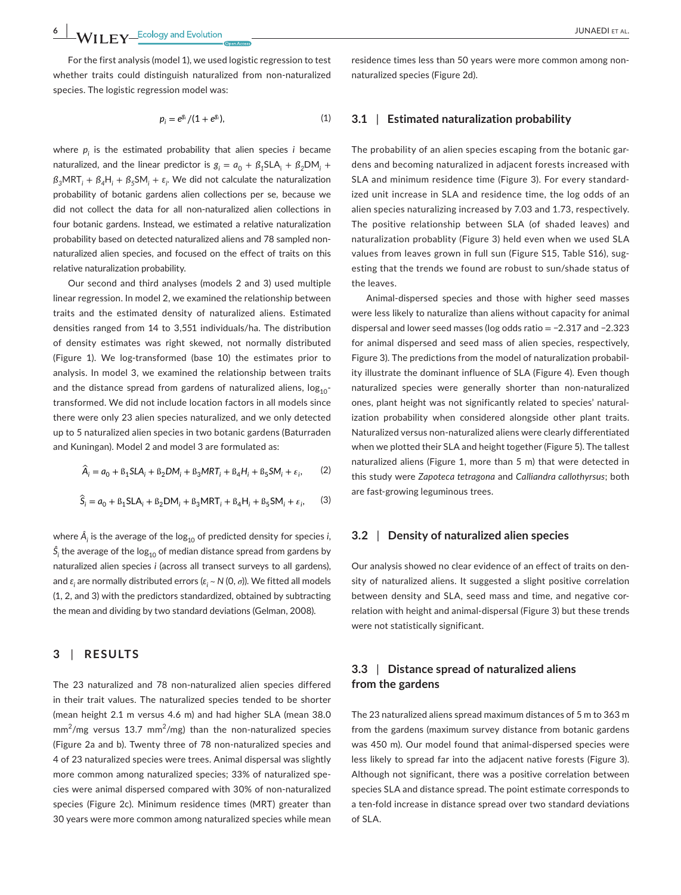For the first analysis (model 1), we used logistic regression to test whether traits could distinguish naturalized from non-naturalized species. The logistic regression model was:

$$p_i = e^{g_i}/(1 + e^{g_i}), \tag{1}$$

where $p_i$ is the estimated probability that alien species $i$ became naturalized, and the linear predictor is $g_i = a_0 + \beta_1 \mathrm{SLA}_i + \beta_2 \mathrm{DM}_i + \beta_3 \mathrm{MRT}_i + \beta_4 \mathrm{H}_i + \beta_5 \mathrm{SM}_i + \varepsilon_i$. We did not calculate the naturalization probability of botanic gardens alien collections per se, because we did not collect the data for all non-naturalized alien collections in four botanic gardens. Instead, we estimated a relative naturalization probability based on detected naturalized aliens and 78 sampled non-naturalized alien species, and focused on the effect of traits on this relative naturalization probability.

Our second and third analyses (models 2 and 3) used multiple linear regression. In model 2, we examined the relationship between traits and the estimated density of naturalized aliens. Estimated densities ranged from 14 to 3,551 individuals/ha. The distribution of density estimates was right skewed, not normally distributed (Figure 1). We log-transformed (base 10) the estimates prior to analysis. In model 3, we examined the relationship between traits and the distance spread from gardens of naturalized aliens, $\log_{10}$-transformed. We did not include location factors in all models since there were only 23 alien species naturalized, and we only detected up to 5 naturalized alien species in two botanic gardens (Baturraden and Kuningan). Model 2 and model 3 are formulated as:

$$\hat{A}_i = a_0 + \beta_1 SLA_i + \beta_2 DM_i + \beta_3 MRT_i + \beta_4 H_i + \beta_5 SM_i + \varepsilon_i, \tag{2}$$

$$\hat{S}_i = a_0 + \beta_1 \mathrm{SLA}_i + \beta_2 \mathrm{DM}_i + \beta_3 \mathrm{MRT}_i + \beta_4 \mathrm{H}_i + \beta_5 \mathrm{SM}_i + \varepsilon_i, \tag{3}$$

where $\hat{A}_i$ is the average of the $\log_{10}$ of predicted density for species $i$, $\hat{S}_i$ the average of the $\log_{10}$ of median distance spread from gardens by naturalized alien species $i$ (across all transect surveys to all gardens), and $\varepsilon_i$ are normally distributed errors ($\varepsilon_i \sim N(0, \sigma)$). We fitted all models (1, 2, and 3) with the predictors standardized, obtained by subtracting the mean and dividing by two standard deviations (Gelman, 2008).

## 3 | RESULTS

The 23 naturalized and 78 non-naturalized alien species differed in their trait values. The naturalized species tended to be shorter (mean height 2.1 m versus 4.6 m) and had higher SLA (mean 38.0 $\mathrm{mm}^2$/mg versus 13.7 $\mathrm{mm}^2$/mg) than the non-naturalized species (Figure 2a and b). Twenty three of 78 non-naturalized species and 4 of 23 naturalized species were trees. Animal dispersal was slightly more common among naturalized species; 33% of naturalized species were animal dispersed compared with 30% of non-naturalized species (Figure 2c). Minimum residence times (MRT) greater than 30 years were more common among naturalized species while mean residence times less than 50 years were more common among non-naturalized species (Figure 2d).

### 3.1 | Estimated naturalization probability

The probability of an alien species escaping from the botanic gardens and becoming naturalized in adjacent forests increased with SLA and minimum residence time (Figure 3). For every standardized unit increase in SLA and residence time, the log odds of an alien species naturalizing increased by 7.03 and 1.73, respectively. The positive relationship between SLA (of shaded leaves) and naturalization probablity (Figure 3) held even when we used SLA values from leaves grown in full sun (Figure S15, Table S16), suggesting that the trends we found are robust to sun/shade status of the leaves.

Animal-dispersed species and those with higher seed masses were less likely to naturalize than aliens without capacity for animal dispersal and lower seed masses (log odds ratio = −2.317 and −2.323 for animal dispersed and seed mass of alien species, respectively, Figure 3). The predictions from the model of naturalization probability illustrate the dominant influence of SLA (Figure 4). Even though naturalized species were generally shorter than non-naturalized ones, plant height was not significantly related to species' naturalization probability when considered alongside other plant traits. Naturalized versus non-naturalized aliens were clearly differentiated when we plotted their SLA and height together (Figure 5). The tallest naturalized aliens (Figure 1, more than 5 m) that were detected in this study were *Zapoteca tetragona* and *Calliandra callothyrsus*; both are fast-growing leguminous trees.

### 3.2 | Density of naturalized alien species

Our analysis showed no clear evidence of an effect of traits on density of naturalized aliens. It suggested a slight positive correlation between density and SLA, seed mass and time, and negative correlation with height and animal-dispersal (Figure 3) but these trends were not statistically significant.

### 3.3 | Distance spread of naturalized aliens from the gardens

The 23 naturalized aliens spread maximum distances of 5 m to 363 m from the gardens (maximum survey distance from botanic gardens was 450 m). Our model found that animal-dispersed species were less likely to spread far into the adjacent native forests (Figure 3). Although not significant, there was a positive correlation between species SLA and distance spread. The point estimate corresponds to a ten-fold increase in distance spread over two standard deviations of SLA.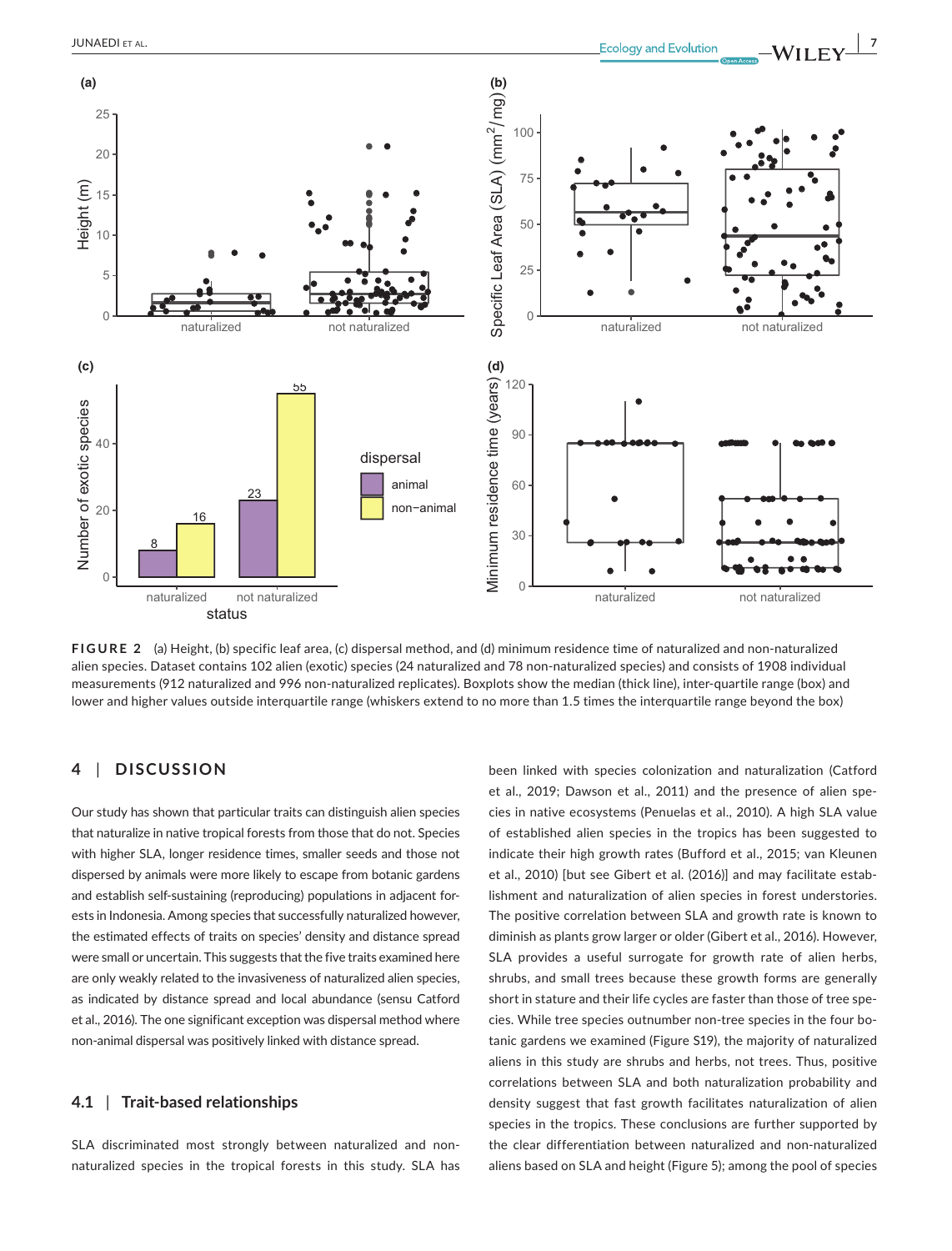FIGURE 2 (a) Height, (b) specific leaf area, (c) dispersal method, and (d) minimum residence time of naturalized and non-naturalized alien species. Dataset contains 102 alien (exotic) species (24 naturalized and 78 non-naturalized species) and consists of 1908 individual measurements (912 naturalized and 996 non-naturalized replicates). Boxplots show the median (thick line), inter-quartile range (box) and lower and higher values outside interquartile range (whiskers extend to no more than 1.5 times the interquartile range beyond the box)

## 4 | DISCUSSION

Our study has shown that particular traits can distinguish alien species that naturalize in native tropical forests from those that do not. Species with higher SLA, longer residence times, smaller seeds and those not dispersed by animals were more likely to escape from botanic gardens and establish self-sustaining (reproducing) populations in adjacent forests in Indonesia. Among species that successfully naturalized however, the estimated effects of traits on species' density and distance spread were small or uncertain. This suggests that the five traits examined here are only weakly related to the invasiveness of naturalized alien species, as indicated by distance spread and local abundance (sensu Catford et al., 2016). The one significant exception was dispersal method where non-animal dispersal was positively linked with distance spread.

### 4.1 | Trait-based relationships

SLA discriminated most strongly between naturalized and non-naturalized species in the tropical forests in this study. SLA has been linked with species colonization and naturalization (Catford et al., 2019; Dawson et al., 2011) and the presence of alien species in native ecosystems (Penuelas et al., 2010). A high SLA value of established alien species in the tropics has been suggested to indicate their high growth rates (Bufford et al., 2015; van Kleunen et al., 2010) [but see Gibert et al. (2016)] and may facilitate establishment and naturalization of alien species in forest understories. The positive correlation between SLA and growth rate is known to diminish as plants grow larger or older (Gibert et al., 2016). However, SLA provides a useful surrogate for growth rate of alien herbs, shrubs, and small trees because these growth forms are generally short in stature and their life cycles are faster than those of tree species. While tree species outnumber non-tree species in the four botanic gardens we examined (Figure S19), the majority of naturalized aliens in this study are shrubs and herbs, not trees. Thus, positive correlations between SLA and both naturalization probability and density suggest that fast growth facilitates naturalization of alien species in the tropics. These conclusions are further supported by the clear differentiation between naturalized and non-naturalized aliens based on SLA and height (Figure 5); among the pool of species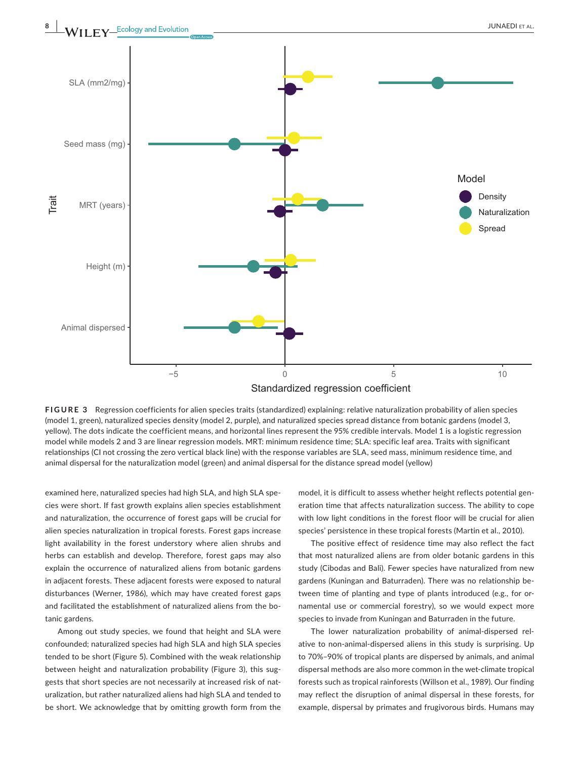**FIGURE 3** Regression coefficients for alien species traits (standardized) explaining: relative naturalization probability of alien species (model 1, green), naturalized species density (model 2, purple), and naturalized species spread distance from botanic gardens (model 3, yellow). The dots indicate the coefficient means, and horizontal lines represent the 95% credible intervals. Model 1 is a logistic regression model while models 2 and 3 are linear regression models. MRT: minimum residence time; SLA: specific leaf area. Traits with significant relationships (CI not crossing the zero vertical black line) with the response variables are SLA, seed mass, minimum residence time, and animal dispersal for the naturalization model (green) and animal dispersal for the distance spread model (yellow)

examined here, naturalized species had high SLA, and high SLA species were short. If fast growth explains alien species establishment and naturalization, the occurrence of forest gaps will be crucial for alien species naturalization in tropical forests. Forest gaps increase light availability in the forest understory where alien shrubs and herbs can establish and develop. Therefore, forest gaps may also explain the occurrence of naturalized aliens from botanic gardens in adjacent forests. These adjacent forests were exposed to natural disturbances (Werner, 1986), which may have created forest gaps and facilitated the establishment of naturalized aliens from the botanic gardens.

Among out study species, we found that height and SLA were confounded; naturalized species had high SLA and high SLA species tended to be short (Figure 5). Combined with the weak relationship between height and naturalization probability (Figure 3), this suggests that short species are not necessarily at increased risk of naturalization, but rather naturalized aliens had high SLA and tended to be short. We acknowledge that by omitting growth form from the model, it is difficult to assess whether height reflects potential generation time that affects naturalization success. The ability to cope with low light conditions in the forest floor will be crucial for alien species' persistence in these tropical forests (Martin et al., 2010).

The positive effect of residence time may also reflect the fact that most naturalized aliens are from older botanic gardens in this study (Cibodas and Bali). Fewer species have naturalized from new gardens (Kuningan and Baturraden). There was no relationship between time of planting and type of plants introduced (e.g., for ornamental use or commercial forestry), so we would expect more species to invade from Kuningan and Baturraden in the future.

The lower naturalization probability of animal-dispersed relative to non-animal-dispersed aliens in this study is surprising. Up to 70%–90% of tropical plants are dispersed by animals, and animal dispersal methods are also more common in the wet-climate tropical forests such as tropical rainforests (Willson et al., 1989). Our finding may reflect the disruption of animal dispersal in these forests, for example, dispersal by primates and frugivorous birds. Humans may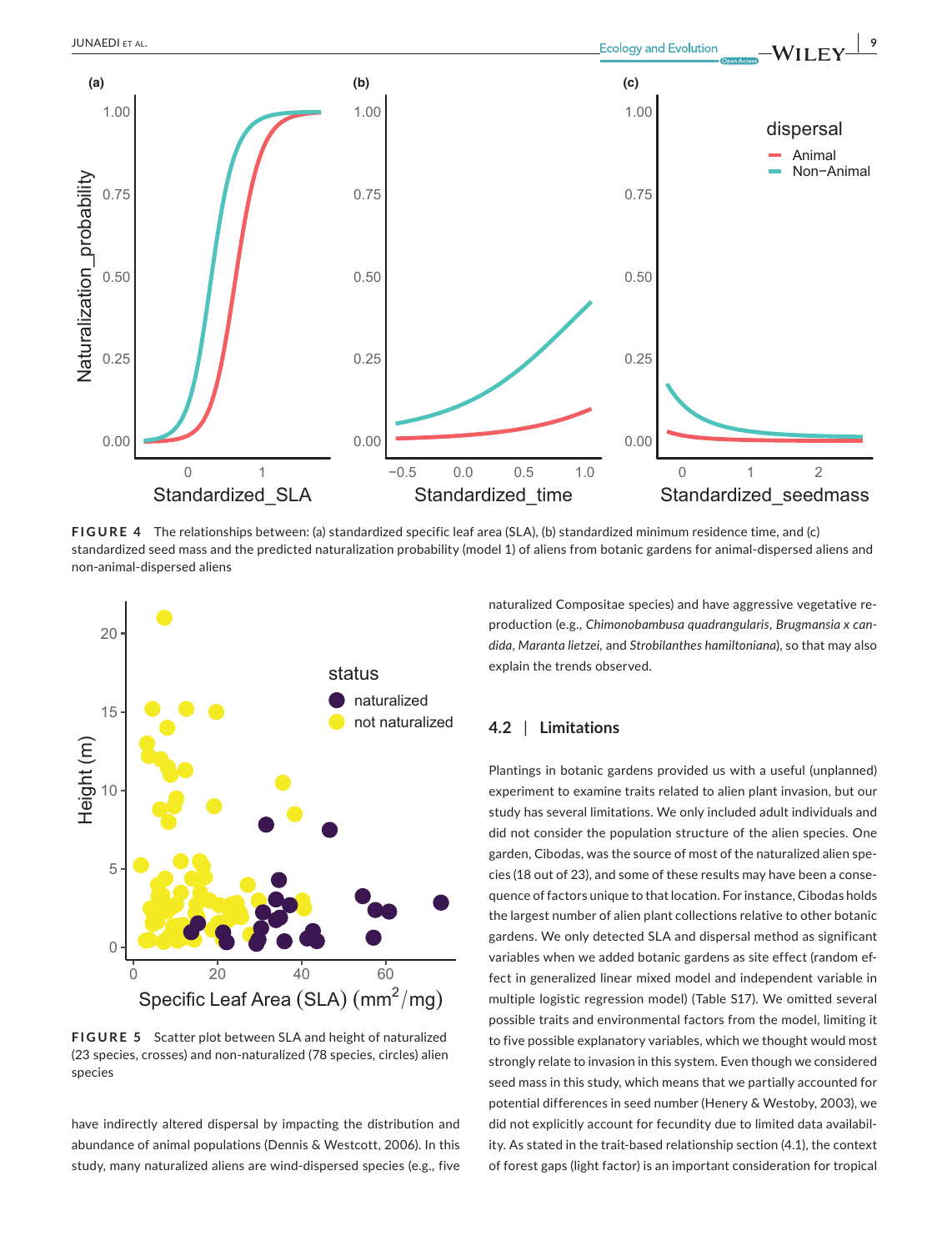FIGURE 4 The relationships between: (a) standardized specific leaf area (SLA), (b) standardized minimum residence time, and (c) standardized seed mass and the predicted naturalization probability (model 1) of aliens from botanic gardens for animal-dispersed aliens and non-animal-dispersed aliens

FIGURE 5 Scatter plot between SLA and height of naturalized (23 species, crosses) and non-naturalized (78 species, circles) alien species

have indirectly altered dispersal by impacting the distribution and abundance of animal populations (Dennis & Westcott, 2006). In this study, many naturalized aliens are wind-dispersed species (e.g., five naturalized Compositae species) and have aggressive vegetative reproduction (e.g., *Chimonobambusa quadrangularis*, *Brugmansia x candida*, *Maranta lietzei*, and *Strobilanthes hamiltoniana*), so that may also explain the trends observed.

### 4.2 | Limitations

Plantings in botanic gardens provided us with a useful (unplanned) experiment to examine traits related to alien plant invasion, but our study has several limitations. We only included adult individuals and did not consider the population structure of the alien species. One garden, Cibodas, was the source of most of the naturalized alien species (18 out of 23), and some of these results may have been a consequence of factors unique to that location. For instance, Cibodas holds the largest number of alien plant collections relative to other botanic gardens. We only detected SLA and dispersal method as significant variables when we added botanic gardens as site effect (random effect in generalized linear mixed model and independent variable in multiple logistic regression model) (Table S17). We omitted several possible traits and environmental factors from the model, limiting it to five possible explanatory variables, which we thought would most strongly relate to invasion in this system. Even though we considered seed mass in this study, which means that we partially accounted for potential differences in seed number (Henery & Westoby, 2003), we did not explicitly account for fecundity due to limited data availability. As stated in the trait-based relationship section (4.1), the context of forest gaps (light factor) is an important consideration for tropical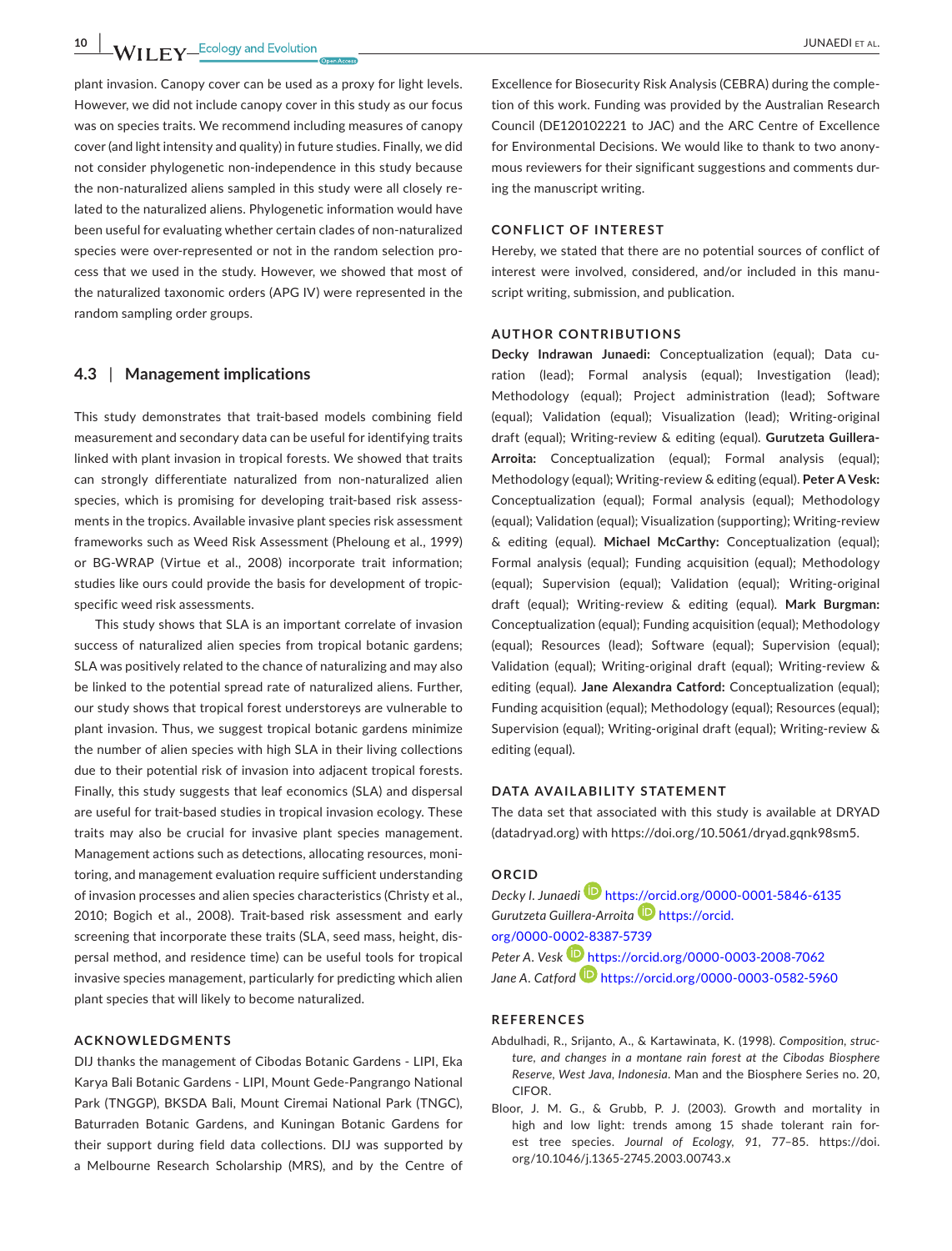plant invasion. Canopy cover can be used as a proxy for light levels. However, we did not include canopy cover in this study as our focus was on species traits. We recommend including measures of canopy cover (and light intensity and quality) in future studies. Finally, we did not consider phylogenetic non-independence in this study because the non-naturalized aliens sampled in this study were all closely related to the naturalized aliens. Phylogenetic information would have been useful for evaluating whether certain clades of non-naturalized species were over-represented or not in the random selection process that we used in the study. However, we showed that most of the naturalized taxonomic orders (APG IV) were represented in the random sampling order groups.

### 4.3 | Management implications

This study demonstrates that trait-based models combining field measurement and secondary data can be useful for identifying traits linked with plant invasion in tropical forests. We showed that traits can strongly differentiate naturalized from non-naturalized alien species, which is promising for developing trait-based risk assessments in the tropics. Available invasive plant species risk assessment frameworks such as Weed Risk Assessment (Pheloung et al., 1999) or BG-WRAP (Virtue et al., 2008) incorporate trait information; studies like ours could provide the basis for development of tropic-specific weed risk assessments.

This study shows that SLA is an important correlate of invasion success of naturalized alien species from tropical botanic gardens; SLA was positively related to the chance of naturalizing and may also be linked to the potential spread rate of naturalized aliens. Further, our study shows that tropical forest understoreys are vulnerable to plant invasion. Thus, we suggest tropical botanic gardens minimize the number of alien species with high SLA in their living collections due to their potential risk of invasion into adjacent tropical forests. Finally, this study suggests that leaf economics (SLA) and dispersal are useful for trait-based studies in tropical invasion ecology. These traits may also be crucial for invasive plant species management. Management actions such as detections, allocating resources, monitoring, and management evaluation require sufficient understanding of invasion processes and alien species characteristics (Christy et al., 2010; Bogich et al., 2008). Trait-based risk assessment and early screening that incorporate these traits (SLA, seed mass, height, dispersal method, and residence time) can be useful tools for tropical invasive species management, particularly for predicting which alien plant species that will likely to become naturalized.

## ACKNOWLEDGMENTS

DIJ thanks the management of Cibodas Botanic Gardens - LIPI, Eka Karya Bali Botanic Gardens - LIPI, Mount Gede-Pangrango National Park (TNGGP), BKSDA Bali, Mount Ciremai National Park (TNGC), Baturraden Botanic Gardens, and Kuningan Botanic Gardens for their support during field data collections. DIJ was supported by a Melbourne Research Scholarship (MRS), and by the Centre of Excellence for Biosecurity Risk Analysis (CEBRA) during the completion of this work. Funding was provided by the Australian Research Council (DE120102221 to JAC) and the ARC Centre of Excellence for Environmental Decisions. We would like to thank to two anonymous reviewers for their significant suggestions and comments during the manuscript writing.

## CONFLICT OF INTEREST

Hereby, we stated that there are no potential sources of conflict of interest were involved, considered, and/or included in this manuscript writing, submission, and publication.

## AUTHOR CONTRIBUTIONS

**Decky Indrawan Junaedi:** Conceptualization (equal); Data curation (lead); Formal analysis (equal); Investigation (lead); Methodology (equal); Project administration (lead); Software (equal); Validation (equal); Visualization (lead); Writing-original draft (equal); Writing-review & editing (equal). **Gurutzeta Guillera-Arroita:** Conceptualization (equal); Formal analysis (equal); Methodology (equal); Writing-review & editing (equal). **Peter A Vesk:** Conceptualization (equal); Formal analysis (equal); Methodology (equal); Validation (equal); Visualization (supporting); Writing-review & editing (equal). **Michael McCarthy:** Conceptualization (equal); Formal analysis (equal); Funding acquisition (equal); Methodology (equal); Supervision (equal); Validation (equal); Writing-original draft (equal); Writing-review & editing (equal). **Mark Burgman:** Conceptualization (equal); Funding acquisition (equal); Methodology (equal); Resources (lead); Software (equal); Supervision (equal); Validation (equal); Writing-original draft (equal); Writing-review & editing (equal). **Jane Alexandra Catford:** Conceptualization (equal); Funding acquisition (equal); Methodology (equal); Resources (equal); Supervision (equal); Writing-original draft (equal); Writing-review & editing (equal).

## DATA AVAILABILITY STATEMENT

The data set that associated with this study is available at DRYAD (datadryad.org) with https://doi.org/10.5061/dryad.gqnk98sm5.

## ORCID

*Decky I. Junaedi* https://orcid.org/0000-0001-5846-6135
*Gurutzeta Guillera-Arroita* https://orcid.org/0000-0002-8387-5739
*Peter A. Vesk* https://orcid.org/0000-0003-2008-7062
*Jane A. Catford* https://orcid.org/0000-0003-0582-5960

## REFERENCES

Abdulhadi, R., Srijanto, A., & Kartawinata, K. (1998). *Composition, structure, and changes in a montane rain forest at the Cibodas Biosphere Reserve, West Java, Indonesia*. Man and the Biosphere Series no. 20, CIFOR.

Bloor, J. M. G., & Grubb, P. J. (2003). Growth and mortality in high and low light: trends among 15 shade tolerant rain forest tree species. *Journal of Ecology*, *91*, 77–85. https://doi.org/10.1046/j.1365-2745.2003.00743.x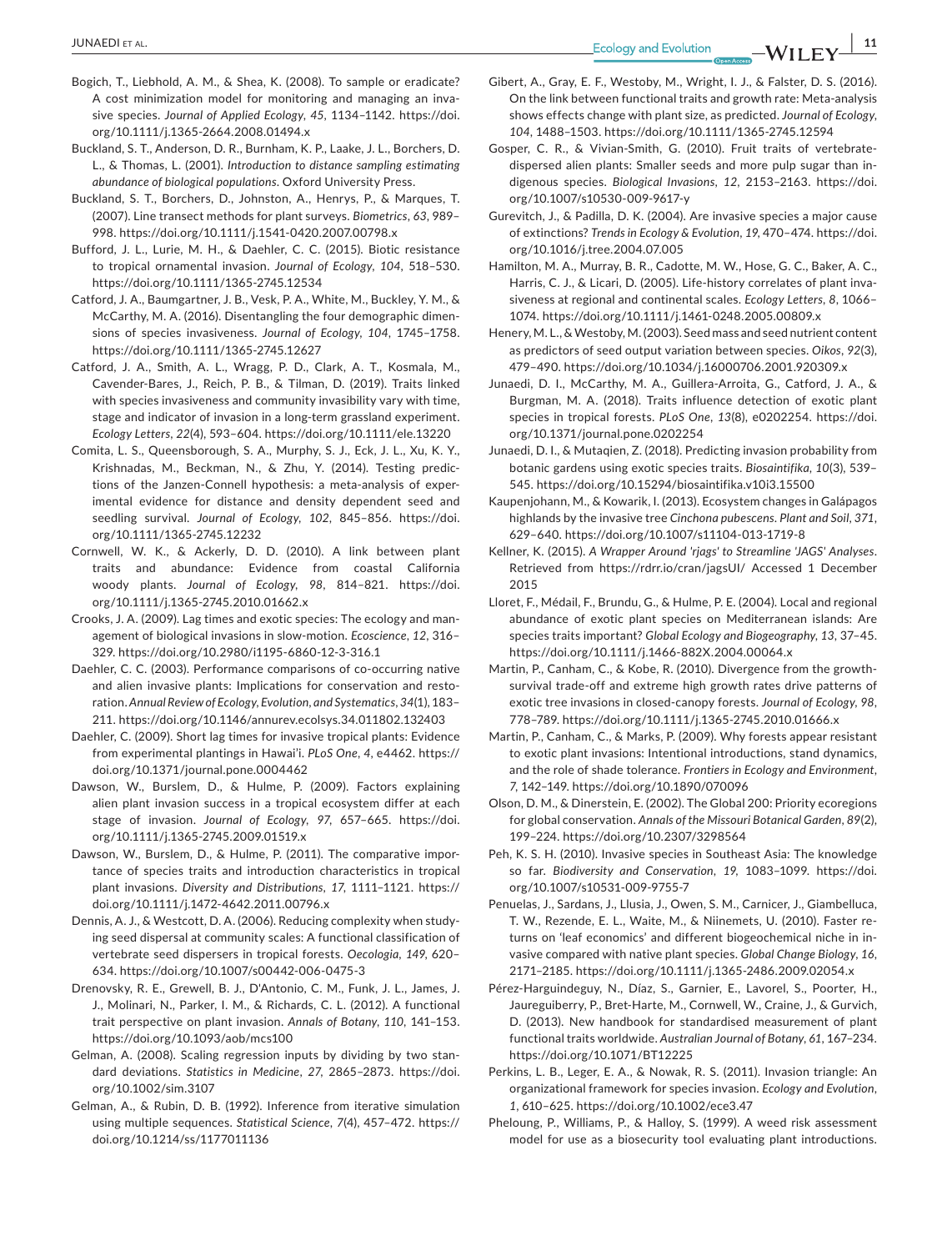Bogich, T., Liebhold, A. M., & Shea, K. (2008). To sample or eradicate? A cost minimization model for monitoring and managing an invasive species. *Journal of Applied Ecology*, *45*, 1134–1142. https://doi.org/10.1111/j.1365-2664.2008.01494.x

Buckland, S. T., Anderson, D. R., Burnham, K. P., Laake, J. L., Borchers, D. L., & Thomas, L. (2001). *Introduction to distance sampling estimating abundance of biological populations*. Oxford University Press.

Buckland, S. T., Borchers, D., Johnston, A., Henrys, P., & Marques, T. (2007). Line transect methods for plant surveys. *Biometrics*, *63*, 989–998. https://doi.org/10.1111/j.1541-0420.2007.00798.x

Bufford, J. L., Lurie, M. H., & Daehler, C. C. (2015). Biotic resistance to tropical ornamental invasion. *Journal of Ecology*, *104*, 518–530. https://doi.org/10.1111/1365-2745.12534

Catford, J. A., Baumgartner, J. B., Vesk, P. A., White, M., Buckley, Y. M., & McCarthy, M. A. (2016). Disentangling the four demographic dimensions of species invasiveness. *Journal of Ecology*, *104*, 1745–1758. https://doi.org/10.1111/1365-2745.12627

Catford, J. A., Smith, A. L., Wragg, P. D., Clark, A. T., Kosmala, M., Cavender-Bares, J., Reich, P. B., & Tilman, D. (2019). Traits linked with species invasiveness and community invasibility vary with time, stage and indicator of invasion in a long-term grassland experiment. *Ecology Letters*, *22*(4), 593–604. https://doi.org/10.1111/ele.13220

Comita, L. S., Queensborough, S. A., Murphy, S. J., Eck, J. L., Xu, K. Y., Krishnadas, M., Beckman, N., & Zhu, Y. (2014). Testing predictions of the Janzen-Connell hypothesis: a meta-analysis of experimental evidence for distance and density dependent seed and seedling survival. *Journal of Ecology*, *102*, 845–856. https://doi.org/10.1111/1365-2745.12232

Cornwell, W. K., & Ackerly, D. D. (2010). A link between plant traits and abundance: Evidence from coastal California woody plants. *Journal of Ecology*, *98*, 814–821. https://doi.org/10.1111/j.1365-2745.2010.01662.x

Crooks, J. A. (2009). Lag times and exotic species: The ecology and management of biological invasions in slow-motion. *Ecoscience*, *12*, 316–329. https://doi.org/10.2980/i1195-6860-12-3-316.1

Daehler, C. C. (2003). Performance comparisons of co-occurring native and alien invasive plants: Implications for conservation and restoration. *Annual Review of Ecology, Evolution, and Systematics*, *34*(1), 183–211. https://doi.org/10.1146/annurev.ecolsys.34.011802.132403

Daehler, C. (2009). Short lag times for invasive tropical plants: Evidence from experimental plantings in Hawai'i. *PLoS One*, *4*, e4462. https://doi.org/10.1371/journal.pone.0004462

Dawson, W., Burslem, D., & Hulme, P. (2009). Factors explaining alien plant invasion success in a tropical ecosystem differ at each stage of invasion. *Journal of Ecology*, *97*, 657–665. https://doi.org/10.1111/j.1365-2745.2009.01519.x

Dawson, W., Burslem, D., & Hulme, P. (2011). The comparative importance of species traits and introduction characteristics in tropical plant invasions. *Diversity and Distributions*, *17*, 1111–1121. https://doi.org/10.1111/j.1472-4642.2011.00796.x

Dennis, A. J., & Westcott, D. A. (2006). Reducing complexity when studying seed dispersal at community scales: A functional classification of vertebrate seed dispersers in tropical forests. *Oecologia*, *149*, 620–634. https://doi.org/10.1007/s00442-006-0475-3

Drenovsky, R. E., Grewell, B. J., D'Antonio, C. M., Funk, J. L., James, J. J., Molinari, N., Parker, I. M., & Richards, C. L. (2012). A functional trait perspective on plant invasion. *Annals of Botany*, *110*, 141–153. https://doi.org/10.1093/aob/mcs100

Gelman, A. (2008). Scaling regression inputs by dividing by two standard deviations. *Statistics in Medicine*, *27*, 2865–2873. https://doi.org/10.1002/sim.3107

Gelman, A., & Rubin, D. B. (1992). Inference from iterative simulation using multiple sequences. *Statistical Science*, *7*(4), 457–472. https://doi.org/10.1214/ss/1177011136

Gibert, A., Gray, E. F., Westoby, M., Wright, I. J., & Falster, D. S. (2016). On the link between functional traits and growth rate: Meta-analysis shows effects change with plant size, as predicted. *Journal of Ecology*, *104*, 1488–1503. https://doi.org/10.1111/1365-2745.12594

Gosper, C. R., & Vivian-Smith, G. (2010). Fruit traits of vertebrate-dispersed alien plants: Smaller seeds and more pulp sugar than indigenous species. *Biological Invasions*, *12*, 2153–2163. https://doi.org/10.1007/s10530-009-9617-y

Gurevitch, J., & Padilla, D. K. (2004). Are invasive species a major cause of extinctions? *Trends in Ecology & Evolution*, *19*, 470–474. https://doi.org/10.1016/j.tree.2004.07.005

Hamilton, M. A., Murray, B. R., Cadotte, M. W., Hose, G. C., Baker, A. C., Harris, C. J., & Licari, D. (2005). Life-history correlates of plant invasiveness at regional and continental scales. *Ecology Letters*, *8*, 1066–1074. https://doi.org/10.1111/j.1461-0248.2005.00809.x

Henery, M. L., & Westoby, M. (2003). Seed mass and seed nutrient content as predictors of seed output variation between species. *Oikos*, *92*(3), 479–490. https://doi.org/10.1034/j.16000706.2001.920309.x

Junaedi, D. I., McCarthy, M. A., Guillera-Arroita, G., Catford, J. A., & Burgman, M. A. (2018). Traits influence detection of exotic plant species in tropical forests. *PLoS One*, *13*(8), e0202254. https://doi.org/10.1371/journal.pone.0202254

Junaedi, D. I., & Mutaqien, Z. (2018). Predicting invasion probability from botanic gardens using exotic species traits. *Biosaintifika*, *10*(3), 539–545. https://doi.org/10.15294/biosaintifika.v10i3.15500

Kaupenjohann, M., & Kowarik, I. (2013). Ecosystem changes in Galápagos highlands by the invasive tree *Cinchona pubescens*. *Plant and Soil*, *371*, 629–640. https://doi.org/10.1007/s11104-013-1719-8

Kellner, K. (2015). *A Wrapper Around 'rjags' to Streamline 'JAGS' Analyses*. Retrieved from https://rdrr.io/cran/jagsUI/ Accessed 1 December 2015

Lloret, F., Médail, F., Brundu, G., & Hulme, P. E. (2004). Local and regional abundance of exotic plant species on Mediterranean islands: Are species traits important? *Global Ecology and Biogeography*, *13*, 37–45. https://doi.org/10.1111/j.1466-882X.2004.00064.x

Martin, P., Canham, C., & Kobe, R. (2010). Divergence from the growth-survival trade-off and extreme high growth rates drive patterns of exotic tree invasions in closed-canopy forests. *Journal of Ecology*, *98*, 778–789. https://doi.org/10.1111/j.1365-2745.2010.01666.x

Martin, P., Canham, C., & Marks, P. (2009). Why forests appear resistant to exotic plant invasions: Intentional introductions, stand dynamics, and the role of shade tolerance. *Frontiers in Ecology and Environment*, *7*, 142–149. https://doi.org/10.1890/070096

Olson, D. M., & Dinerstein, E. (2002). The Global 200: Priority ecoregions for global conservation. *Annals of the Missouri Botanical Garden*, *89*(2), 199–224. https://doi.org/10.2307/3298564

Peh, K. S. H. (2010). Invasive species in Southeast Asia: The knowledge so far. *Biodiversity and Conservation*, *19*, 1083–1099. https://doi.org/10.1007/s10531-009-9755-7

Penuelas, J., Sardans, J., Llusia, J., Owen, S. M., Carnicer, J., Giambelluca, T. W., Rezende, E. L., Waite, M., & Niinemets, U. (2010). Faster returns on 'leaf economics' and different biogeochemical niche in invasive compared with native plant species. *Global Change Biology*, *16*, 2171–2185. https://doi.org/10.1111/j.1365-2486.2009.02054.x

Pérez-Harguindeguy, N., Díaz, S., Garnier, E., Lavorel, S., Poorter, H., Jaureguiberry, P., Bret-Harte, M., Cornwell, W., Craine, J., & Gurvich, D. (2013). New handbook for standardised measurement of plant functional traits worldwide. *Australian Journal of Botany*, *61*, 167–234. https://doi.org/10.1071/BT12225

Perkins, L. B., Leger, E. A., & Nowak, R. S. (2011). Invasion triangle: An organizational framework for species invasion. *Ecology and Evolution*, *1*, 610–625. https://doi.org/10.1002/ece3.47

Pheloung, P., Williams, P., & Halloy, S. (1999). A weed risk assessment model for use as a biosecurity tool evaluating plant introductions.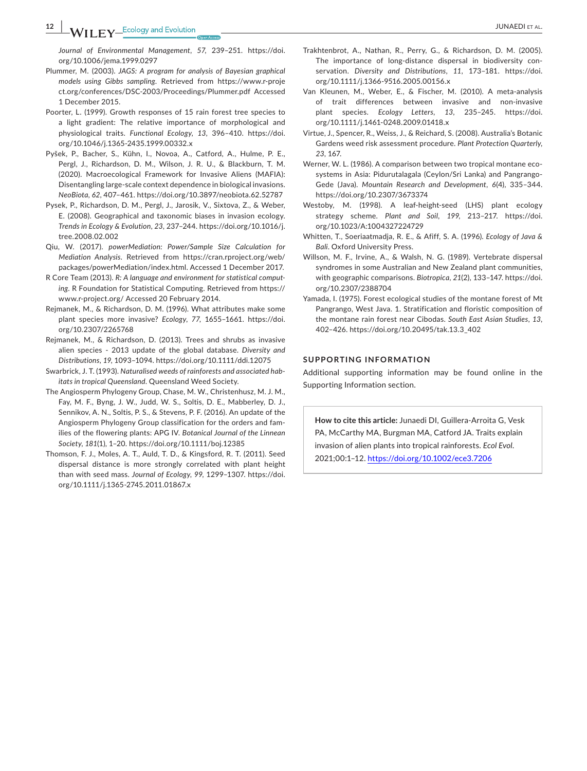*Journal of Environmental Management*, *57*, 239–251. https://doi.org/10.1006/jema.1999.0297

Plummer, M. (2003). *JAGS: A program for analysis of Bayesian graphical models using Gibbs sampling*. Retrieved from https://www.r-project.org/conferences/DSC-2003/Proceedings/Plummer.pdf Accessed 1 December 2015.

Poorter, L. (1999). Growth responses of 15 rain forest tree species to a light gradient: The relative importance of morphological and physiological traits. *Functional Ecology*, *13*, 396–410. https://doi.org/10.1046/j.1365-2435.1999.00332.x

Pyšek, P., Bacher, S., Kühn, I., Novoa, A., Catford, A., Hulme, P. E., Pergl, J., Richardson, D. M., Wilson, J. R. U., & Blackburn, T. M. (2020). Macroecological Framework for Invasive Aliens (MAFIA): Disentangling large-scale context dependence in biological invasions. *NeoBiota*, *62*, 407–461. https://doi.org/10.3897/neobiota.62.52787

Pysek, P., Richardson, D. M., Pergl, J., Jarosik, V., Sixtova, Z., & Weber, E. (2008). Geographical and taxonomic biases in invasion ecology. *Trends in Ecology & Evolution*, *23*, 237–244. https://doi.org/10.1016/j.tree.2008.02.002

Qiu, W. (2017). *powerMediation: Power/Sample Size Calculation for Mediation Analysis*. Retrieved from https://cran.rproject.org/web/packages/powerMediation/index.html. Accessed 1 December 2017.

R Core Team (2013). *R: A language and environment for statistical computing*. R Foundation for Statistical Computing. Retrieved from https://www.r-project.org/ Accessed 20 February 2014.

Rejmanek, M., & Richardson, D. M. (1996). What attributes make some plant species more invasive? *Ecology*, *77*, 1655–1661. https://doi.org/10.2307/2265768

Rejmanek, M., & Richardson, D. (2013). Trees and shrubs as invasive alien species - 2013 update of the global database. *Diversity and Distributions*, *19*, 1093–1094. https://doi.org/10.1111/ddi.12075

Swarbrick, J. T. (1993). *Naturalised weeds of rainforests and associated habitats in tropical Queensland*. Queensland Weed Society.

The Angiosperm Phylogeny Group, Chase, M. W., Christenhusz, M. J. M., Fay, M. F., Byng, J. W., Judd, W. S., Soltis, D. E., Mabberley, D. J., Sennikov, A. N., Soltis, P. S., & Stevens, P. F. (2016). An update of the Angiosperm Phylogeny Group classification for the orders and families of the flowering plants: APG IV. *Botanical Journal of the Linnean Society*, *181*(1), 1–20. https://doi.org/10.1111/boj.12385

Thomson, F. J., Moles, A. T., Auld, T. D., & Kingsford, R. T. (2011). Seed dispersal distance is more strongly correlated with plant height than with seed mass. *Journal of Ecology*, *99*, 1299–1307. https://doi.org/10.1111/j.1365-2745.2011.01867.x

Trakhtenbrot, A., Nathan, R., Perry, G., & Richardson, D. M. (2005). The importance of long-distance dispersal in biodiversity conservation. *Diversity and Distributions*, *11*, 173–181. https://doi.org/10.1111/j.1366-9516.2005.00156.x

Van Kleunen, M., Weber, E., & Fischer, M. (2010). A meta-analysis of trait differences between invasive and non-invasive plant species. *Ecology Letters*, *13*, 235–245. https://doi.org/10.1111/j.1461-0248.2009.01418.x

Virtue, J., Spencer, R., Weiss, J., & Reichard, S. (2008). Australia's Botanic Gardens weed risk assessment procedure. *Plant Protection Quarterly*, *23*, 167.

Werner, W. L. (1986). A comparison between two tropical montane ecosystems in Asia: Pidurutalagala (Ceylon/Sri Lanka) and Pangrango-Gede (Java). *Mountain Research and Development*, *6*(4), 335–344. https://doi.org/10.2307/3673374

Westoby, M. (1998). A leaf-height-seed (LHS) plant ecology strategy scheme. *Plant and Soil*, *199*, 213–217. https://doi.org/10.1023/A:1004327224729

Whitten, T., Soeriaatmadja, R. E., & Afiff, S. A. (1996). *Ecology of Java & Bali*. Oxford University Press.

Willson, M. F., Irvine, A., & Walsh, N. G. (1989). Vertebrate dispersal syndromes in some Australian and New Zealand plant communities, with geographic comparisons. *Biotropica*, *21*(2), 133–147. https://doi.org/10.2307/2388704

Yamada, I. (1975). Forest ecological studies of the montane forest of Mt Pangrango, West Java. 1. Stratification and floristic composition of the montane rain forest near Cibodas. *South East Asian Studies*, *13*, 402–426. https://doi.org/10.20495/tak.13.3_402

## SUPPORTING INFORMATION

Additional supporting information may be found online in the Supporting Information section.

**How to cite this article:** Junaedi DI, Guillera-Arroita G, Vesk PA, McCarthy MA, Burgman MA, Catford JA. Traits explain invasion of alien plants into tropical rainforests. *Ecol Evol*. 2021;00:1–12. https://doi.org/10.1002/ece3.7206